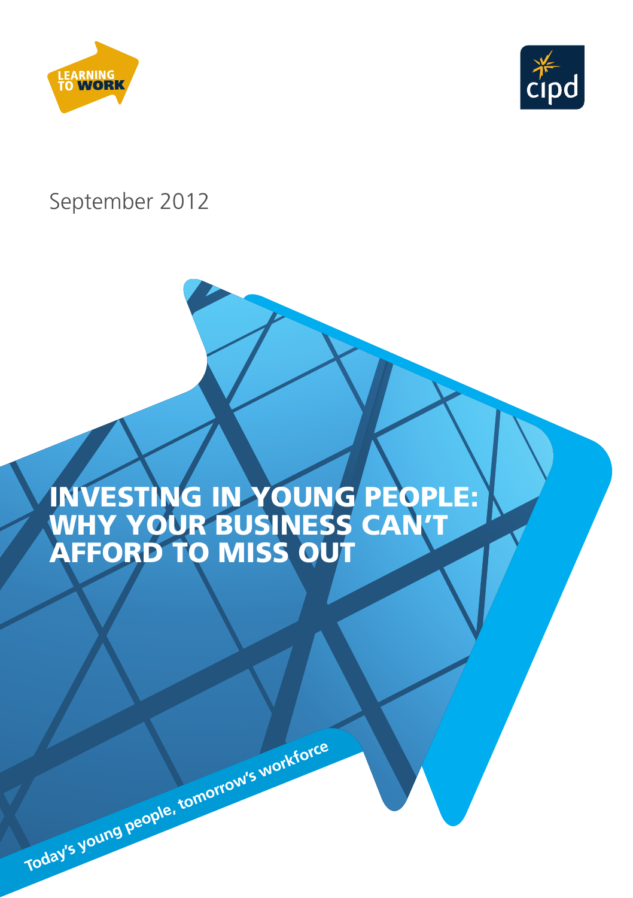LEARNING TO WORK

cipd

September 2012

# INVESTING IN YOUNG PEOPLE: WHY YOUR BUSINESS CAN'T AFFORD TO MISS OUT

Today's young people, tomorrow's workforce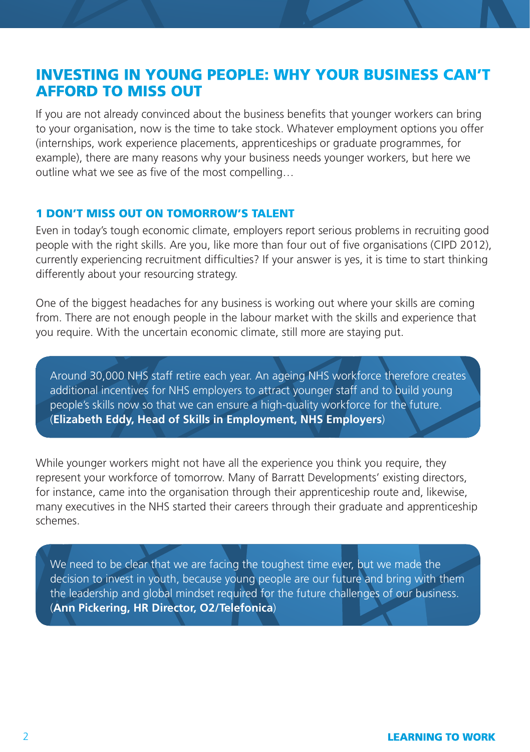## INVESTING IN YOUNG PEOPLE: WHY YOUR BUSINESS CAN'T AFFORD TO MISS OUT

If you are not already convinced about the business benefits that younger workers can bring to your organisation, now is the time to take stock. Whatever employment options you offer (internships, work experience placements, apprenticeships or graduate programmes, for example), there are many reasons why your business needs younger workers, but here we outline what we see as five of the most compelling…

### 1 DON'T MISS OUT ON TOMORROW'S TALENT

Even in today's tough economic climate, employers report serious problems in recruiting good people with the right skills. Are you, like more than four out of five organisations (CIPD 2012), currently experiencing recruitment difficulties? If your answer is yes, it is time to start thinking differently about your resourcing strategy.

One of the biggest headaches for any business is working out where your skills are coming from. There are not enough people in the labour market with the skills and experience that you require. With the uncertain economic climate, still more are staying put.

> Around 30,000 NHS staff retire each year. An ageing NHS workforce therefore creates additional incentives for NHS employers to attract younger staff and to build young people's skills now so that we can ensure a high-quality workforce for the future. (**Elizabeth Eddy, Head of Skills in Employment, NHS Employers**)

While younger workers might not have all the experience you think you require, they represent your workforce of tomorrow. Many of Barratt Developments' existing directors, for instance, came into the organisation through their apprenticeship route and, likewise, many executives in the NHS started their careers through their graduate and apprenticeship schemes.

> We need to be clear that we are facing the toughest time ever, but we made the decision to invest in youth, because young people are our future and bring with them the leadership and global mindset required for the future challenges of our business. (**Ann Pickering, HR Director, O2/Telefonica**)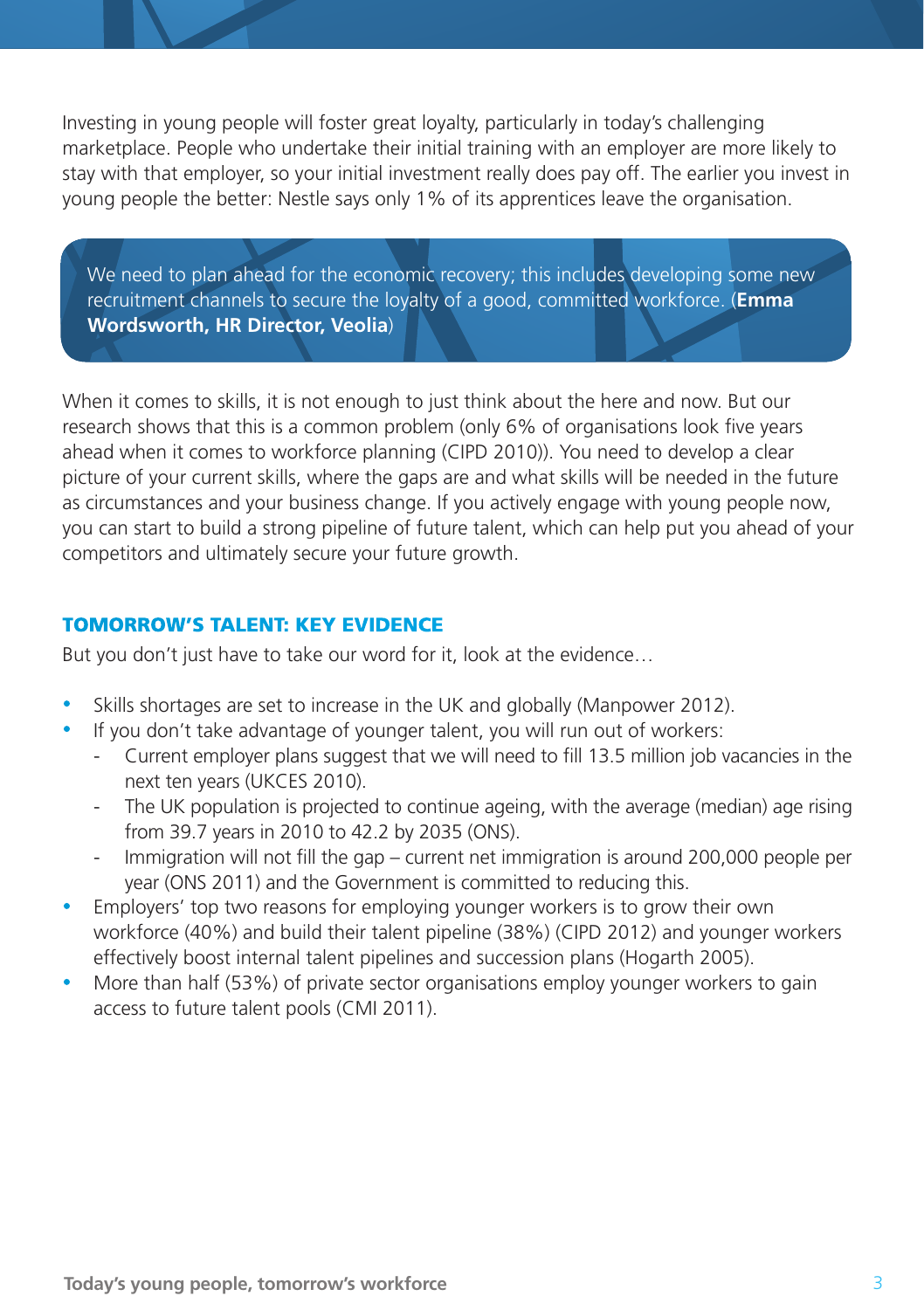Investing in young people will foster great loyalty, particularly in today's challenging marketplace. People who undertake their initial training with an employer are more likely to stay with that employer, so your initial investment really does pay off. The earlier you invest in young people the better: Nestle says only 1% of its apprentices leave the organisation.

> We need to plan ahead for the economic recovery; this includes developing some new recruitment channels to secure the loyalty of a good, committed workforce. (**Emma Wordsworth, HR Director, Veolia**)

When it comes to skills, it is not enough to just think about the here and now. But our research shows that this is a common problem (only 6% of organisations look five years ahead when it comes to workforce planning (CIPD 2010)). You need to develop a clear picture of your current skills, where the gaps are and what skills will be needed in the future as circumstances and your business change. If you actively engage with young people now, you can start to build a strong pipeline of future talent, which can help put you ahead of your competitors and ultimately secure your future growth.

## TOMORROW'S TALENT: KEY EVIDENCE

But you don't just have to take our word for it, look at the evidence…

- Skills shortages are set to increase in the UK and globally (Manpower 2012).
- If you don't take advantage of younger talent, you will run out of workers:
  - Current employer plans suggest that we will need to fill 13.5 million job vacancies in the next ten years (UKCES 2010).
  - The UK population is projected to continue ageing, with the average (median) age rising from 39.7 years in 2010 to 42.2 by 2035 (ONS).
  - Immigration will not fill the gap – current net immigration is around 200,000 people per year (ONS 2011) and the Government is committed to reducing this.
- Employers' top two reasons for employing younger workers is to grow their own workforce (40%) and build their talent pipeline (38%) (CIPD 2012) and younger workers effectively boost internal talent pipelines and succession plans (Hogarth 2005).
- More than half (53%) of private sector organisations employ younger workers to gain access to future talent pools (CMI 2011).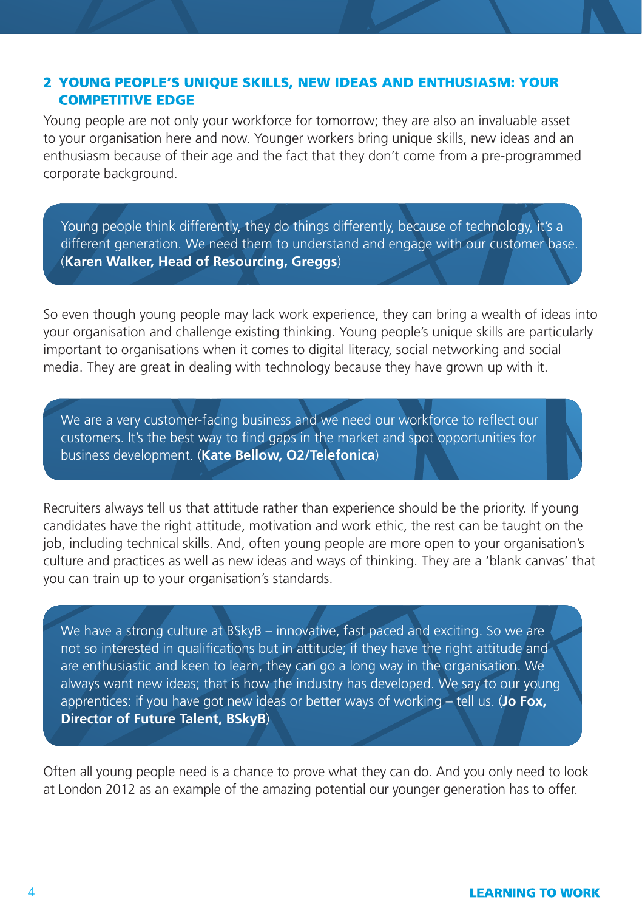## 2 YOUNG PEOPLE'S UNIQUE SKILLS, NEW IDEAS AND ENTHUSIASM: YOUR COMPETITIVE EDGE

Young people are not only your workforce for tomorrow; they are also an invaluable asset to your organisation here and now. Younger workers bring unique skills, new ideas and an enthusiasm because of their age and the fact that they don't come from a pre-programmed corporate background.

> Young people think differently, they do things differently, because of technology, it's a different generation. We need them to understand and engage with our customer base. (**Karen Walker, Head of Resourcing, Greggs**)

So even though young people may lack work experience, they can bring a wealth of ideas into your organisation and challenge existing thinking. Young people's unique skills are particularly important to organisations when it comes to digital literacy, social networking and social media. They are great in dealing with technology because they have grown up with it.

> We are a very customer-facing business and we need our workforce to reflect our customers. It's the best way to find gaps in the market and spot opportunities for business development. (**Kate Bellow, O2/Telefonica**)

Recruiters always tell us that attitude rather than experience should be the priority. If young candidates have the right attitude, motivation and work ethic, the rest can be taught on the job, including technical skills. And, often young people are more open to your organisation's culture and practices as well as new ideas and ways of thinking. They are a 'blank canvas' that you can train up to your organisation's standards.

> We have a strong culture at BSkyB – innovative, fast paced and exciting. So we are not so interested in qualifications but in attitude; if they have the right attitude and are enthusiastic and keen to learn, they can go a long way in the organisation. We always want new ideas; that is how the industry has developed. We say to our young apprentices: if you have got new ideas or better ways of working – tell us. (**Jo Fox, Director of Future Talent, BSkyB**)

Often all young people need is a chance to prove what they can do. And you only need to look at London 2012 as an example of the amazing potential our younger generation has to offer.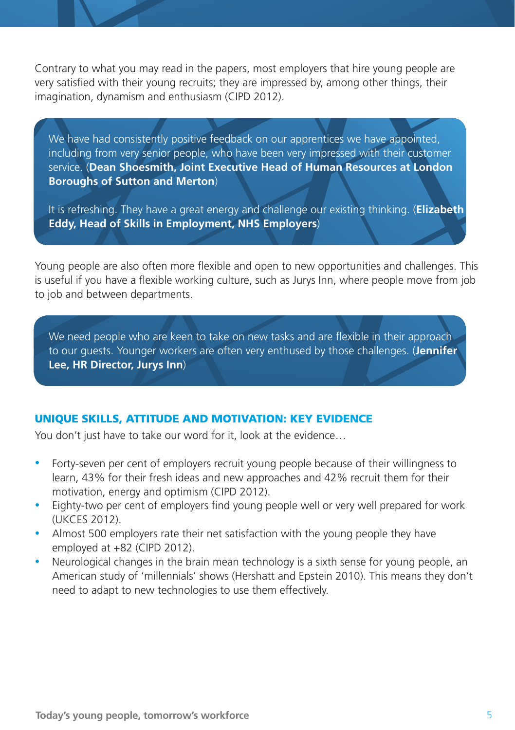Contrary to what you may read in the papers, most employers that hire young people are very satisfied with their young recruits; they are impressed by, among other things, their imagination, dynamism and enthusiasm (CIPD 2012).

> We have had consistently positive feedback on our apprentices we have appointed, including from very senior people, who have been very impressed with their customer service. (**Dean Shoesmith, Joint Executive Head of Human Resources at London Boroughs of Sutton and Merton**)
>
> It is refreshing. They have a great energy and challenge our existing thinking. (**Elizabeth Eddy, Head of Skills in Employment, NHS Employers**)

Young people are also often more flexible and open to new opportunities and challenges. This is useful if you have a flexible working culture, such as Jurys Inn, where people move from job to job and between departments.

> We need people who are keen to take on new tasks and are flexible in their approach to our guests. Younger workers are often very enthused by those challenges. (**Jennifer Lee, HR Director, Jurys Inn**)

## UNIQUE SKILLS, ATTITUDE AND MOTIVATION: KEY EVIDENCE

You don't just have to take our word for it, look at the evidence…

- Forty-seven per cent of employers recruit young people because of their willingness to learn, 43% for their fresh ideas and new approaches and 42% recruit them for their motivation, energy and optimism (CIPD 2012).
- Eighty-two per cent of employers find young people well or very well prepared for work (UKCES 2012).
- Almost 500 employers rate their net satisfaction with the young people they have employed at +82 (CIPD 2012).
- Neurological changes in the brain mean technology is a sixth sense for young people, an American study of 'millennials' shows (Hershatt and Epstein 2010). This means they don't need to adapt to new technologies to use them effectively.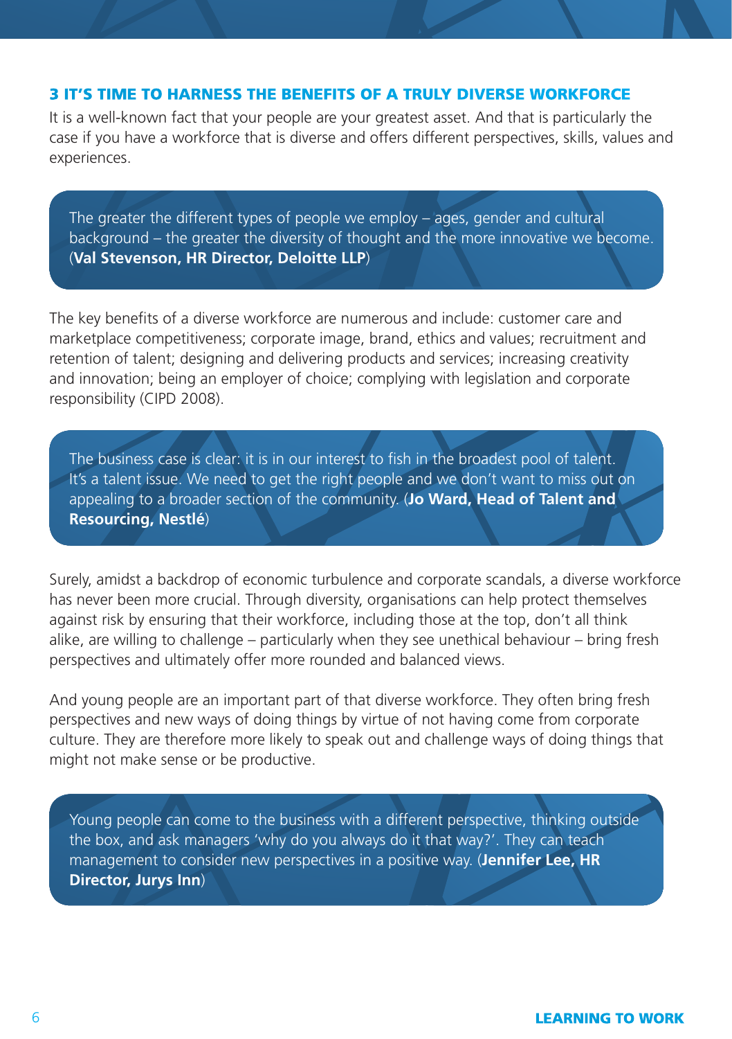## 3 IT'S TIME TO HARNESS THE BENEFITS OF A TRULY DIVERSE WORKFORCE

It is a well-known fact that your people are your greatest asset. And that is particularly the case if you have a workforce that is diverse and offers different perspectives, skills, values and experiences.

> The greater the different types of people we employ – ages, gender and cultural background – the greater the diversity of thought and the more innovative we become. (**Val Stevenson, HR Director, Deloitte LLP**)

The key benefits of a diverse workforce are numerous and include: customer care and marketplace competitiveness; corporate image, brand, ethics and values; recruitment and retention of talent; designing and delivering products and services; increasing creativity and innovation; being an employer of choice; complying with legislation and corporate responsibility (CIPD 2008).

> The business case is clear: it is in our interest to fish in the broadest pool of talent. It's a talent issue. We need to get the right people and we don't want to miss out on appealing to a broader section of the community. (**Jo Ward, Head of Talent and Resourcing, Nestlé**)

Surely, amidst a backdrop of economic turbulence and corporate scandals, a diverse workforce has never been more crucial. Through diversity, organisations can help protect themselves against risk by ensuring that their workforce, including those at the top, don't all think alike, are willing to challenge – particularly when they see unethical behaviour – bring fresh perspectives and ultimately offer more rounded and balanced views.

And young people are an important part of that diverse workforce. They often bring fresh perspectives and new ways of doing things by virtue of not having come from corporate culture. They are therefore more likely to speak out and challenge ways of doing things that might not make sense or be productive.

> Young people can come to the business with a different perspective, thinking outside the box, and ask managers 'why do you always do it that way?'. They can teach management to consider new perspectives in a positive way. (**Jennifer Lee, HR Director, Jurys Inn**)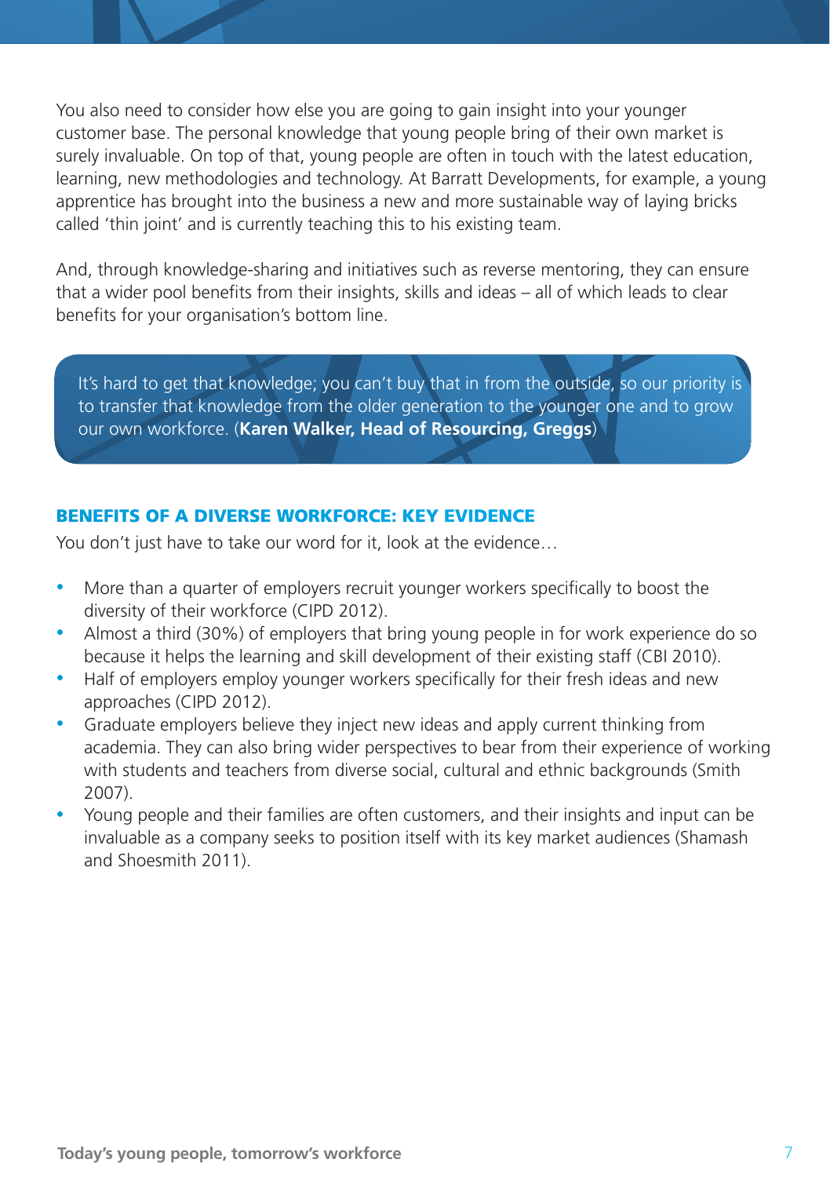You also need to consider how else you are going to gain insight into your younger customer base. The personal knowledge that young people bring of their own market is surely invaluable. On top of that, young people are often in touch with the latest education, learning, new methodologies and technology. At Barratt Developments, for example, a young apprentice has brought into the business a new and more sustainable way of laying bricks called 'thin joint' and is currently teaching this to his existing team.

And, through knowledge-sharing and initiatives such as reverse mentoring, they can ensure that a wider pool benefits from their insights, skills and ideas – all of which leads to clear benefits for your organisation's bottom line.

> It's hard to get that knowledge; you can't buy that in from the outside, so our priority is to transfer that knowledge from the older generation to the younger one and to grow our own workforce. (**Karen Walker, Head of Resourcing, Greggs**)

## BENEFITS OF A DIVERSE WORKFORCE: KEY EVIDENCE

You don't just have to take our word for it, look at the evidence…

- More than a quarter of employers recruit younger workers specifically to boost the diversity of their workforce (CIPD 2012).
- Almost a third (30%) of employers that bring young people in for work experience do so because it helps the learning and skill development of their existing staff (CBI 2010).
- Half of employers employ younger workers specifically for their fresh ideas and new approaches (CIPD 2012).
- Graduate employers believe they inject new ideas and apply current thinking from academia. They can also bring wider perspectives to bear from their experience of working with students and teachers from diverse social, cultural and ethnic backgrounds (Smith 2007).
- Young people and their families are often customers, and their insights and input can be invaluable as a company seeks to position itself with its key market audiences (Shamash and Shoesmith 2011).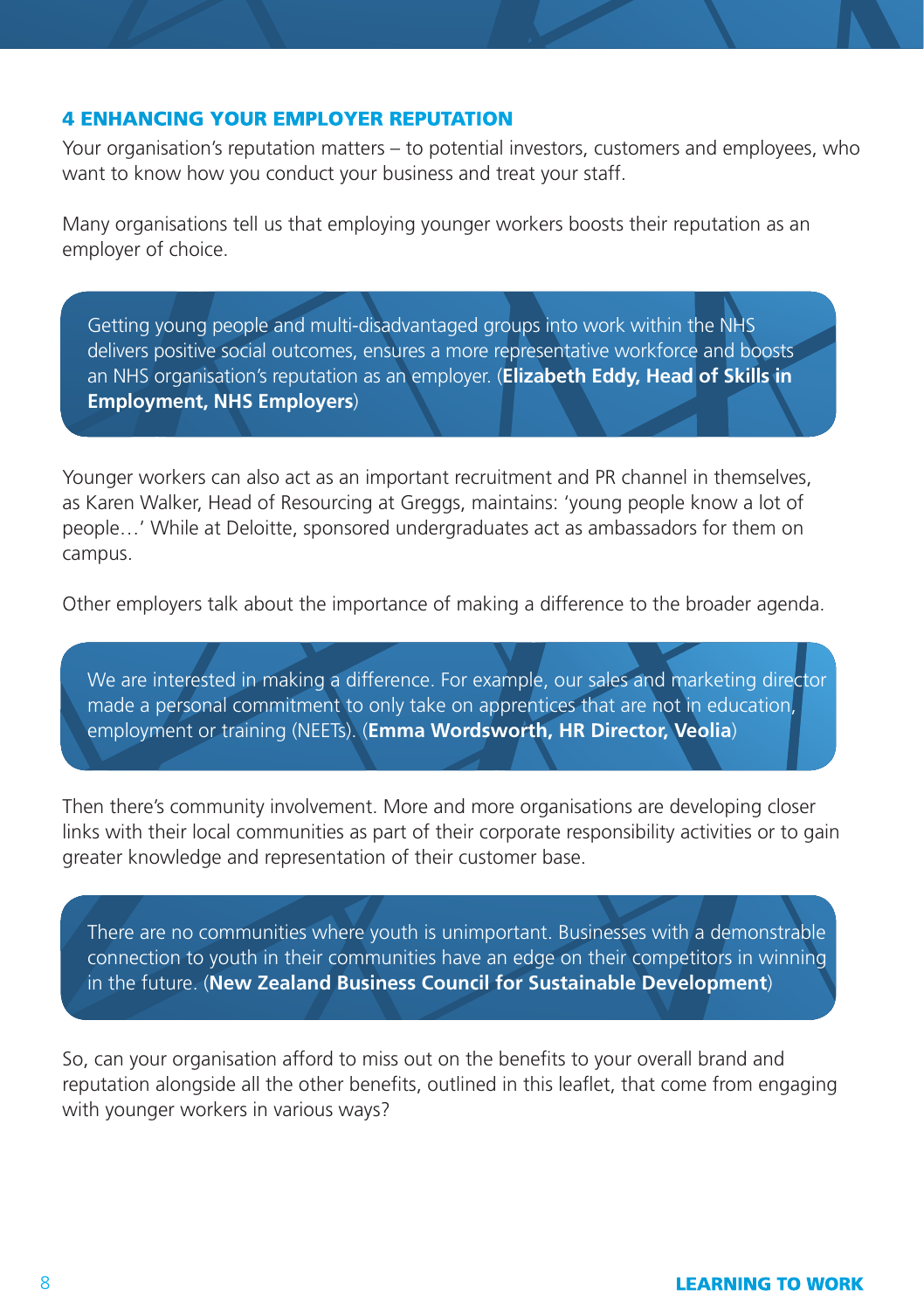## 4 ENHANCING YOUR EMPLOYER REPUTATION

Your organisation's reputation matters – to potential investors, customers and employees, who want to know how you conduct your business and treat your staff.

Many organisations tell us that employing younger workers boosts their reputation as an employer of choice.

> Getting young people and multi-disadvantaged groups into work within the NHS delivers positive social outcomes, ensures a more representative workforce and boosts an NHS organisation's reputation as an employer. (**Elizabeth Eddy, Head of Skills in Employment, NHS Employers**)

Younger workers can also act as an important recruitment and PR channel in themselves, as Karen Walker, Head of Resourcing at Greggs, maintains: 'young people know a lot of people…' While at Deloitte, sponsored undergraduates act as ambassadors for them on campus.

Other employers talk about the importance of making a difference to the broader agenda.

> We are interested in making a difference. For example, our sales and marketing director made a personal commitment to only take on apprentices that are not in education, employment or training (NEETs). (**Emma Wordsworth, HR Director, Veolia**)

Then there's community involvement. More and more organisations are developing closer links with their local communities as part of their corporate responsibility activities or to gain greater knowledge and representation of their customer base.

> There are no communities where youth is unimportant. Businesses with a demonstrable connection to youth in their communities have an edge on their competitors in winning in the future. (**New Zealand Business Council for Sustainable Development**)

So, can your organisation afford to miss out on the benefits to your overall brand and reputation alongside all the other benefits, outlined in this leaflet, that come from engaging with younger workers in various ways?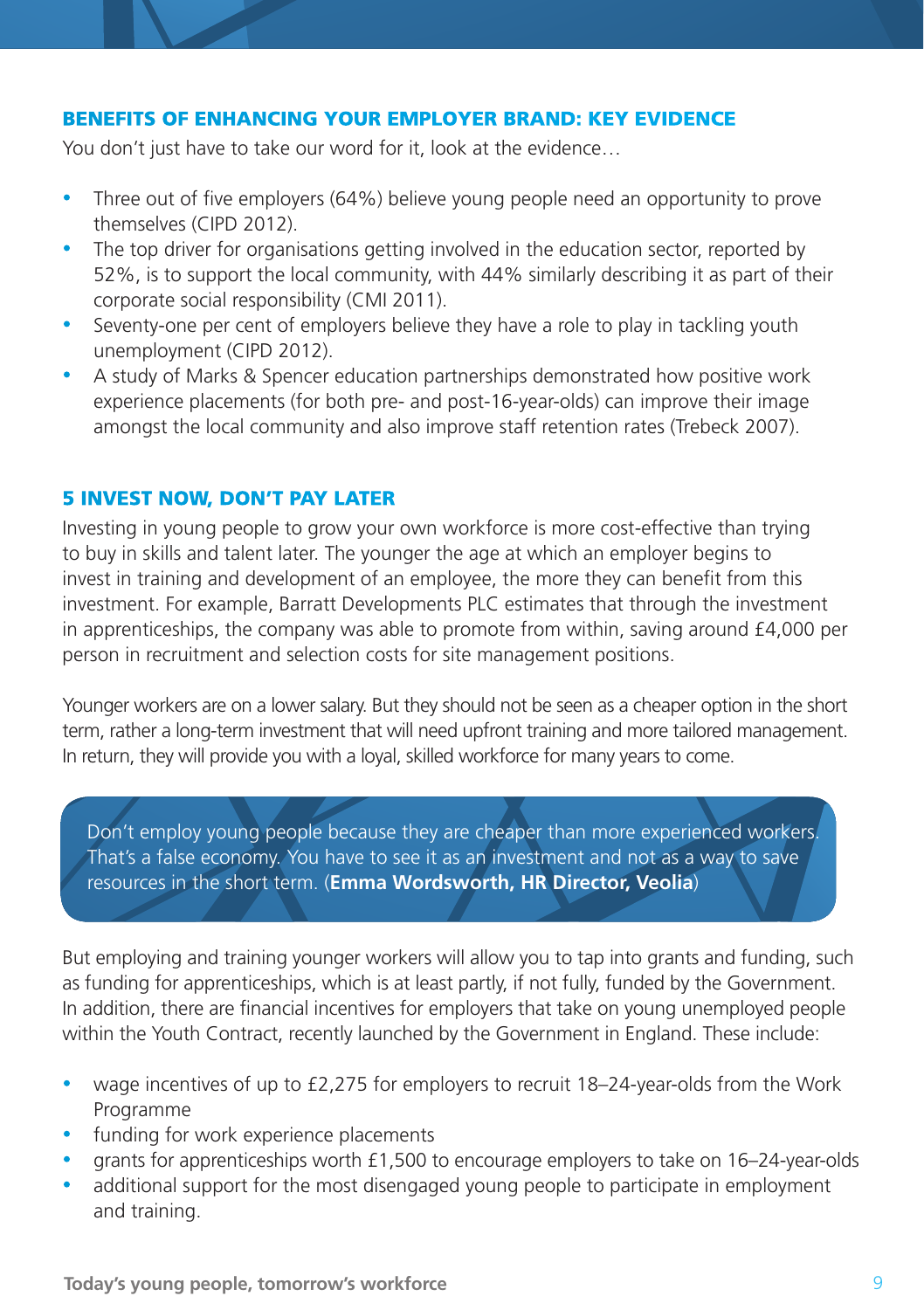## BENEFITS OF ENHANCING YOUR EMPLOYER BRAND: KEY EVIDENCE

You don't just have to take our word for it, look at the evidence…

- Three out of five employers (64%) believe young people need an opportunity to prove themselves (CIPD 2012).
- The top driver for organisations getting involved in the education sector, reported by 52%, is to support the local community, with 44% similarly describing it as part of their corporate social responsibility (CMI 2011).
- Seventy-one per cent of employers believe they have a role to play in tackling youth unemployment (CIPD 2012).
- A study of Marks & Spencer education partnerships demonstrated how positive work experience placements (for both pre- and post-16-year-olds) can improve their image amongst the local community and also improve staff retention rates (Trebeck 2007).

## 5 INVEST NOW, DON'T PAY LATER

Investing in young people to grow your own workforce is more cost-effective than trying to buy in skills and talent later. The younger the age at which an employer begins to invest in training and development of an employee, the more they can benefit from this investment. For example, Barratt Developments PLC estimates that through the investment in apprenticeships, the company was able to promote from within, saving around £4,000 per person in recruitment and selection costs for site management positions.

Younger workers are on a lower salary. But they should not be seen as a cheaper option in the short term, rather a long-term investment that will need upfront training and more tailored management. In return, they will provide you with a loyal, skilled workforce for many years to come.

> Don't employ young people because they are cheaper than more experienced workers. That's a false economy. You have to see it as an investment and not as a way to save resources in the short term. (**Emma Wordsworth, HR Director, Veolia**)

But employing and training younger workers will allow you to tap into grants and funding, such as funding for apprenticeships, which is at least partly, if not fully, funded by the Government. In addition, there are financial incentives for employers that take on young unemployed people within the Youth Contract, recently launched by the Government in England. These include:

- wage incentives of up to £2,275 for employers to recruit 18–24-year-olds from the Work Programme
- funding for work experience placements
- grants for apprenticeships worth £1,500 to encourage employers to take on 16–24-year-olds
- additional support for the most disengaged young people to participate in employment and training.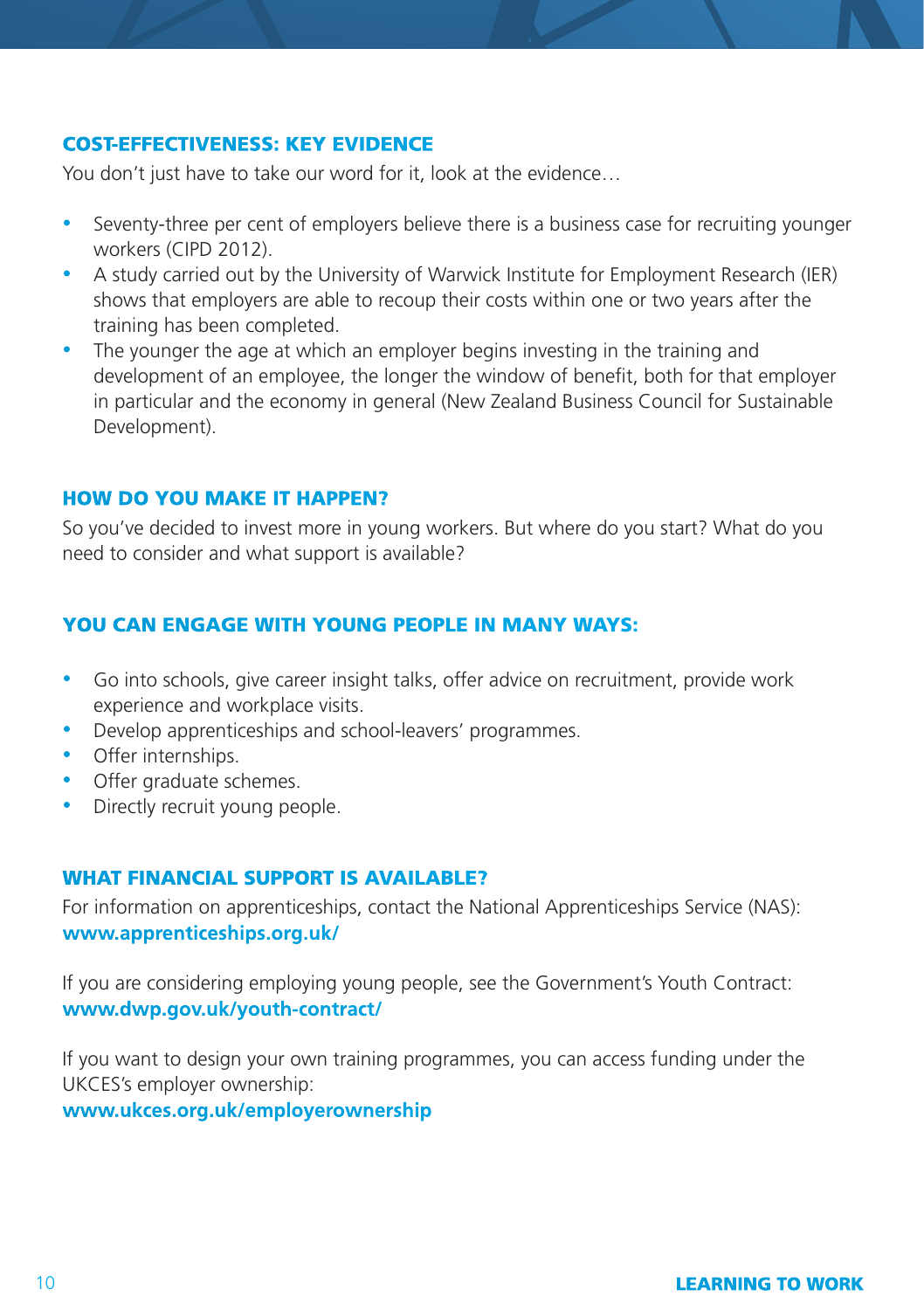## COST-EFFECTIVENESS: KEY EVIDENCE

You don't just have to take our word for it, look at the evidence…

- Seventy-three per cent of employers believe there is a business case for recruiting younger workers (CIPD 2012).
- A study carried out by the University of Warwick Institute for Employment Research (IER) shows that employers are able to recoup their costs within one or two years after the training has been completed.
- The younger the age at which an employer begins investing in the training and development of an employee, the longer the window of benefit, both for that employer in particular and the economy in general (New Zealand Business Council for Sustainable Development).

## HOW DO YOU MAKE IT HAPPEN?

So you've decided to invest more in young workers. But where do you start? What do you need to consider and what support is available?

## YOU CAN ENGAGE WITH YOUNG PEOPLE IN MANY WAYS:

- Go into schools, give career insight talks, offer advice on recruitment, provide work experience and workplace visits.
- Develop apprenticeships and school-leavers' programmes.
- Offer internships.
- Offer graduate schemes.
- Directly recruit young people.

## WHAT FINANCIAL SUPPORT IS AVAILABLE?

For information on apprenticeships, contact the National Apprenticeships Service (NAS):
**www.apprenticeships.org.uk/**

If you are considering employing young people, see the Government's Youth Contract:
**www.dwp.gov.uk/youth-contract/**

If you want to design your own training programmes, you can access funding under the UKCES's employer ownership:
**www.ukces.org.uk/employerownership**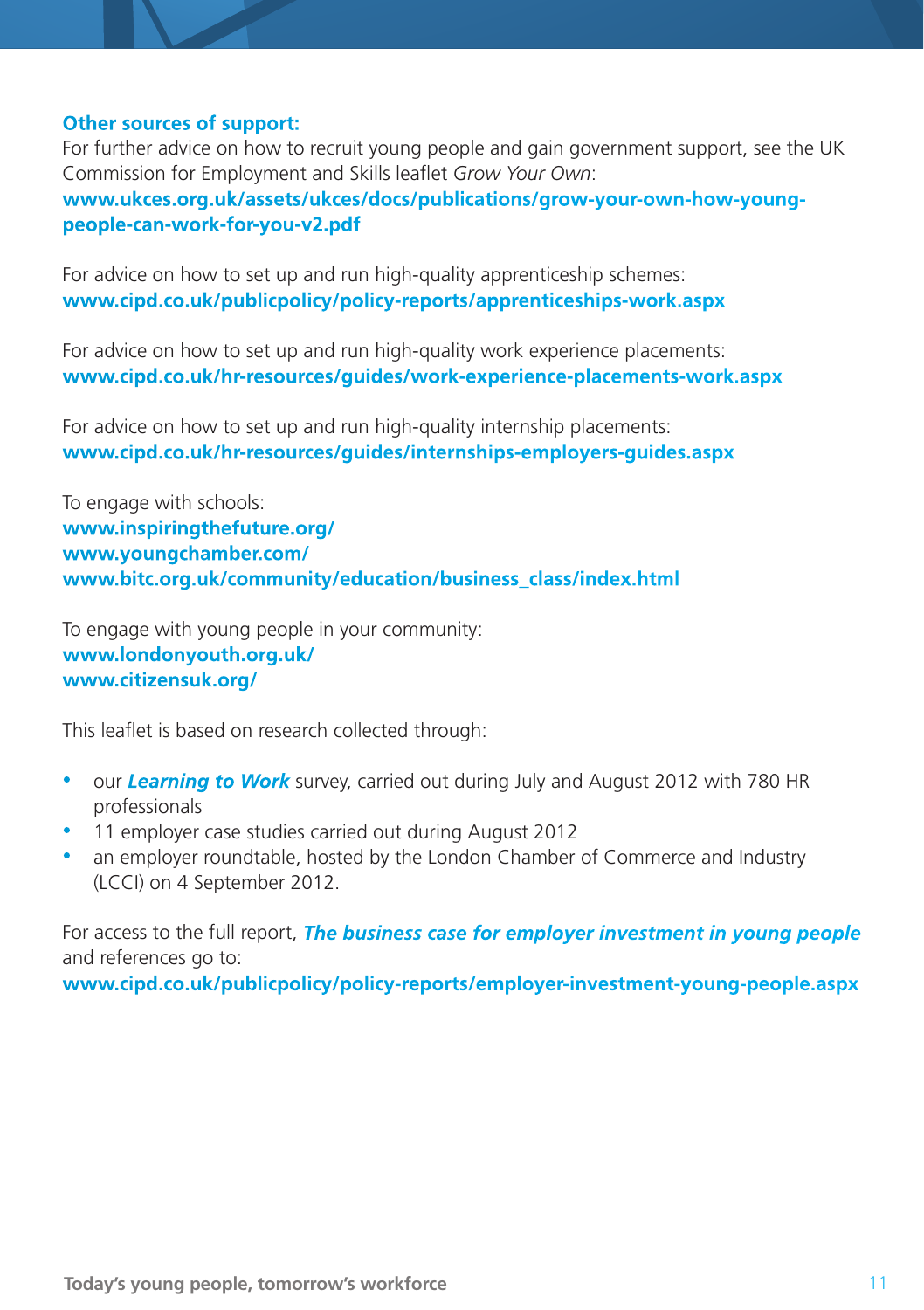**Other sources of support:**

For further advice on how to recruit young people and gain government support, see the UK Commission for Employment and Skills leaflet *Grow Your Own*:
**www.ukces.org.uk/assets/ukces/docs/publications/grow-your-own-how-young-people-can-work-for-you-v2.pdf**

For advice on how to set up and run high-quality apprenticeship schemes:
**www.cipd.co.uk/publicpolicy/policy-reports/apprenticeships-work.aspx**

For advice on how to set up and run high-quality work experience placements:
**www.cipd.co.uk/hr-resources/guides/work-experience-placements-work.aspx**

For advice on how to set up and run high-quality internship placements:
**www.cipd.co.uk/hr-resources/guides/internships-employers-guides.aspx**

To engage with schools:
**www.inspiringthefuture.org/**
**www.youngchamber.com/**
**www.bitc.org.uk/community/education/business_class/index.html**

To engage with young people in your community:
**www.londonyouth.org.uk/**
**www.citizensuk.org/**

This leaflet is based on research collected through:

- our ***Learning to Work*** survey, carried out during July and August 2012 with 780 HR professionals
- 11 employer case studies carried out during August 2012
- an employer roundtable, hosted by the London Chamber of Commerce and Industry (LCCI) on 4 September 2012.

For access to the full report, ***The business case for employer investment in young people*** and references go to:
**www.cipd.co.uk/publicpolicy/policy-reports/employer-investment-young-people.aspx**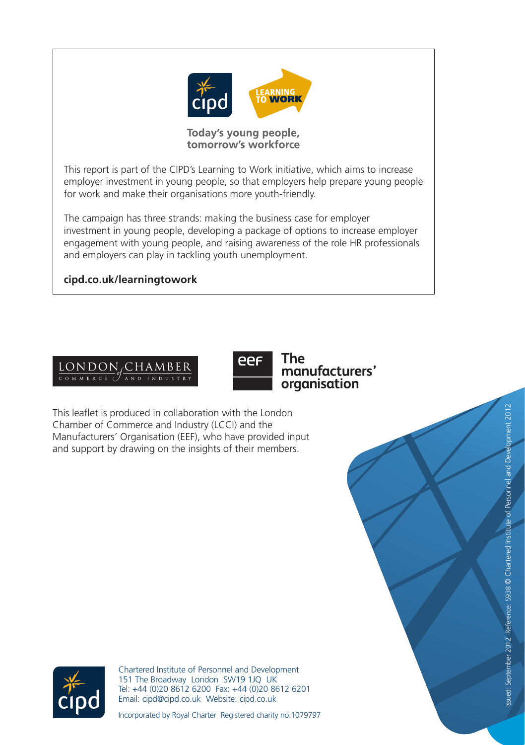**Today's young people, tomorrow's workforce**

This report is part of the CIPD's Learning to Work initiative, which aims to increase employer investment in young people, so that employers help prepare young people for work and make their organisations more youth-friendly.

The campaign has three strands: making the business case for employer investment in young people, developing a package of options to increase employer engagement with young people, and raising awareness of the role HR professionals and employers can play in tackling youth unemployment.

**cipd.co.uk/learningtowork**

This leaflet is produced in collaboration with the London Chamber of Commerce and Industry (LCCI) and the Manufacturers' Organisation (EEF), who have provided input and support by drawing on the insights of their members.

Chartered Institute of Personnel and Development
151 The Broadway London SW19 1JQ UK
Tel: +44 (0)20 8612 6200 Fax: +44 (0)20 8612 6201
Email: cipd@cipd.co.uk Website: cipd.co.uk

Incorporated by Royal Charter Registered charity no.1079797

Issued: September 2012 Reference: 5938 © Chartered Institute of Personnel and Development 2012